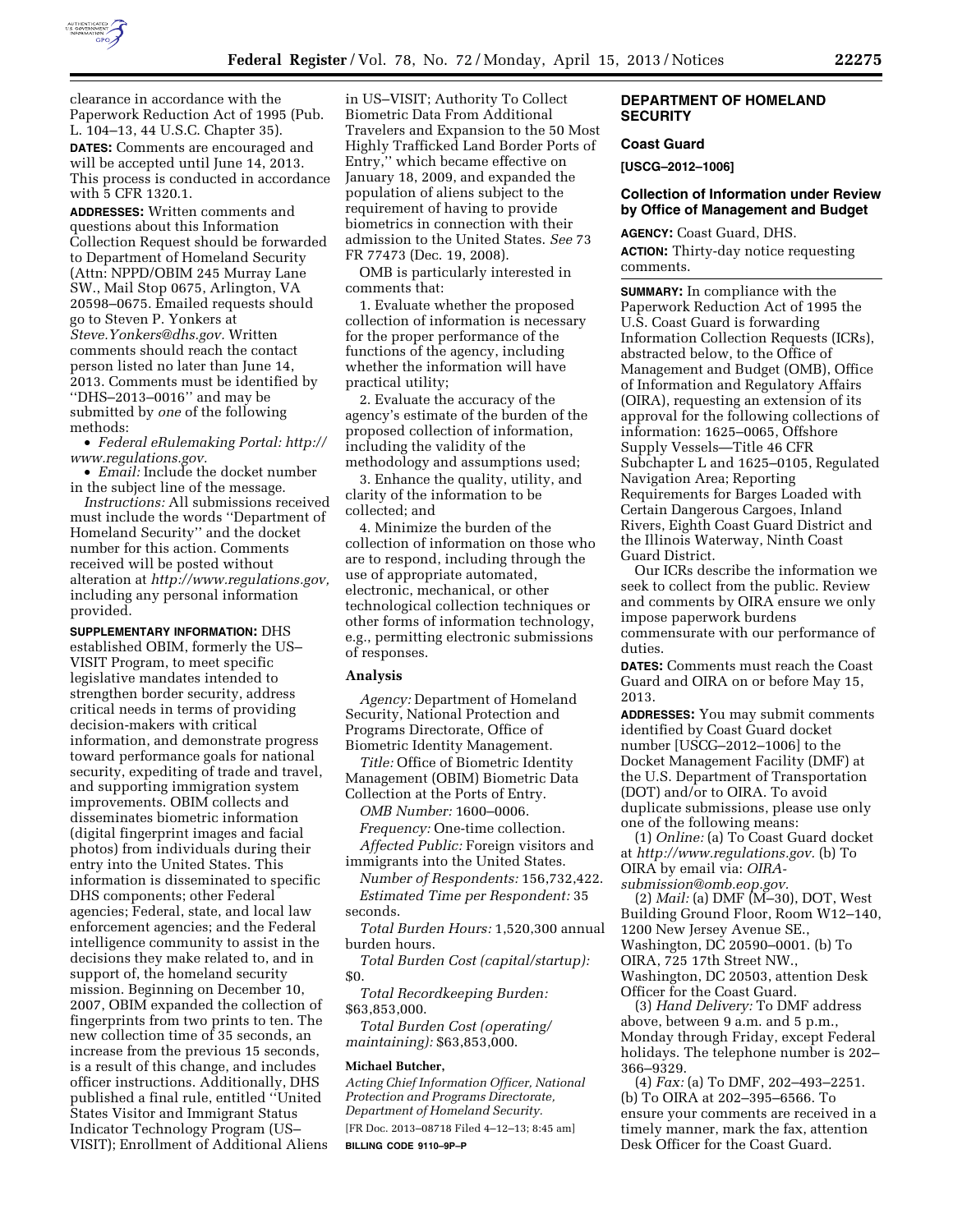clearance in accordance with the Paperwork Reduction Act of 1995 (Pub. L. 104–13, 44 U.S.C. Chapter 35).

**DATES:** Comments are encouraged and will be accepted until June 14, 2013. This process is conducted in accordance with 5 CFR 1320.1.

**ADDRESSES:** Written comments and questions about this Information Collection Request should be forwarded to Department of Homeland Security (Attn: NPPD/OBIM 245 Murray Lane SW., Mail Stop 0675, Arlington, VA 20598–0675. Emailed requests should go to Steven P. Yonkers at *Steve.Yonkers@dhs.gov.* Written comments should reach the contact person listed no later than June 14, 2013. Comments must be identified by ''DHS–2013–0016'' and may be submitted by *one* of the following methods:

- *Federal eRulemaking Portal: http://www.regulations.gov.*
- *Email:* Include the docket number in the subject line of the message.

*Instructions:* All submissions received must include the words ''Department of Homeland Security'' and the docket number for this action. Comments received will be posted without alteration at *http://www.regulations.gov,* including any personal information provided.

**SUPPLEMENTARY INFORMATION:** DHS established OBIM, formerly the US–VISIT Program, to meet specific legislative mandates intended to strengthen border security, address critical needs in terms of providing decision-makers with critical information, and demonstrate progress toward performance goals for national security, expediting of trade and travel, and supporting immigration system improvements. OBIM collects and disseminates biometric information (digital fingerprint images and facial photos) from individuals during their entry into the United States. This information is disseminated to specific DHS components; other Federal agencies; Federal, state, and local law enforcement agencies; and the Federal intelligence community to assist in the decisions they make related to, and in support of, the homeland security mission. Beginning on December 10, 2007, OBIM expanded the collection of fingerprints from two prints to ten. The new collection time of 35 seconds, an increase from the previous 15 seconds, is a result of this change, and includes officer instructions. Additionally, DHS published a final rule, entitled ''United States Visitor and Immigrant Status Indicator Technology Program (US–VISIT); Enrollment of Additional Aliens in US–VISIT; Authority To Collect Biometric Data From Additional Travelers and Expansion to the 50 Most Highly Trafficked Land Border Ports of Entry,'' which became effective on January 18, 2009, and expanded the population of aliens subject to the requirement of having to provide biometrics in connection with their admission to the United States. *See* 73 FR 77473 (Dec. 19, 2008).

OMB is particularly interested in comments that:

1. Evaluate whether the proposed collection of information is necessary for the proper performance of the functions of the agency, including whether the information will have practical utility;

2. Evaluate the accuracy of the agency's estimate of the burden of the proposed collection of information, including the validity of the methodology and assumptions used;

3. Enhance the quality, utility, and clarity of the information to be collected; and

4. Minimize the burden of the collection of information on those who are to respond, including through the use of appropriate automated, electronic, mechanical, or other technological collection techniques or other forms of information technology, e.g., permitting electronic submissions of responses.

## Analysis

*Agency:* Department of Homeland Security, National Protection and Programs Directorate, Office of Biometric Identity Management.

*Title:* Office of Biometric Identity Management (OBIM) Biometric Data Collection at the Ports of Entry.

*OMB Number:* 1600–0006.

*Frequency:* One-time collection.

*Affected Public:* Foreign visitors and immigrants into the United States.

*Number of Respondents:* 156,732,422.

*Estimated Time per Respondent:* 35 seconds.

*Total Burden Hours:* 1,520,300 annual burden hours.

*Total Burden Cost (capital/startup):* $0.

*Total Recordkeeping Burden:* $63,853,000.

*Total Burden Cost (operating/maintaining):* $63,853,000.

**Michael Butcher,**

*Acting Chief Information Officer, National Protection and Programs Directorate, Department of Homeland Security.*

[FR Doc. 2013–08718 Filed 4–12–13; 8:45 am]

**BILLING CODE 9110–9P–P**

## DEPARTMENT OF HOMELAND SECURITY

### Coast Guard

**[USCG–2012–1006]**

### Collection of Information under Review by Office of Management and Budget

**AGENCY:** Coast Guard, DHS.

**ACTION:** Thirty-day notice requesting comments.

**SUMMARY:** In compliance with the Paperwork Reduction Act of 1995 the U.S. Coast Guard is forwarding Information Collection Requests (ICRs), abstracted below, to the Office of Management and Budget (OMB), Office of Information and Regulatory Affairs (OIRA), requesting an extension of its approval for the following collections of information: 1625–0065, Offshore Supply Vessels—Title 46 CFR Subchapter L and 1625–0105, Regulated Navigation Area; Reporting Requirements for Barges Loaded with Certain Dangerous Cargoes, Inland Rivers, Eighth Coast Guard District and the Illinois Waterway, Ninth Coast Guard District.

Our ICRs describe the information we seek to collect from the public. Review and comments by OIRA ensure we only impose paperwork burdens commensurate with our performance of duties.

**DATES:** Comments must reach the Coast Guard and OIRA on or before May 15, 2013.

**ADDRESSES:** You may submit comments identified by Coast Guard docket number [USCG–2012–1006] to the Docket Management Facility (DMF) at the U.S. Department of Transportation (DOT) and/or to OIRA. To avoid duplicate submissions, please use only one of the following means:

(1) *Online:* (a) To Coast Guard docket at *http://www.regulations.gov.* (b) To OIRA by email via: *OIRA-submission@omb.eop.gov.*

(2) *Mail:* (a) DMF (M–30), DOT, West Building Ground Floor, Room W12–140, 1200 New Jersey Avenue SE., Washington, DC 20590–0001. (b) To OIRA, 725 17th Street NW., Washington, DC 20503, attention Desk Officer for the Coast Guard.

(3) *Hand Delivery:* To DMF address above, between 9 a.m. and 5 p.m., Monday through Friday, except Federal holidays. The telephone number is 202–366–9329.

(4) *Fax:* (a) To DMF, 202–493–2251. (b) To OIRA at 202–395–6566. To ensure your comments are received in a timely manner, mark the fax, attention Desk Officer for the Coast Guard.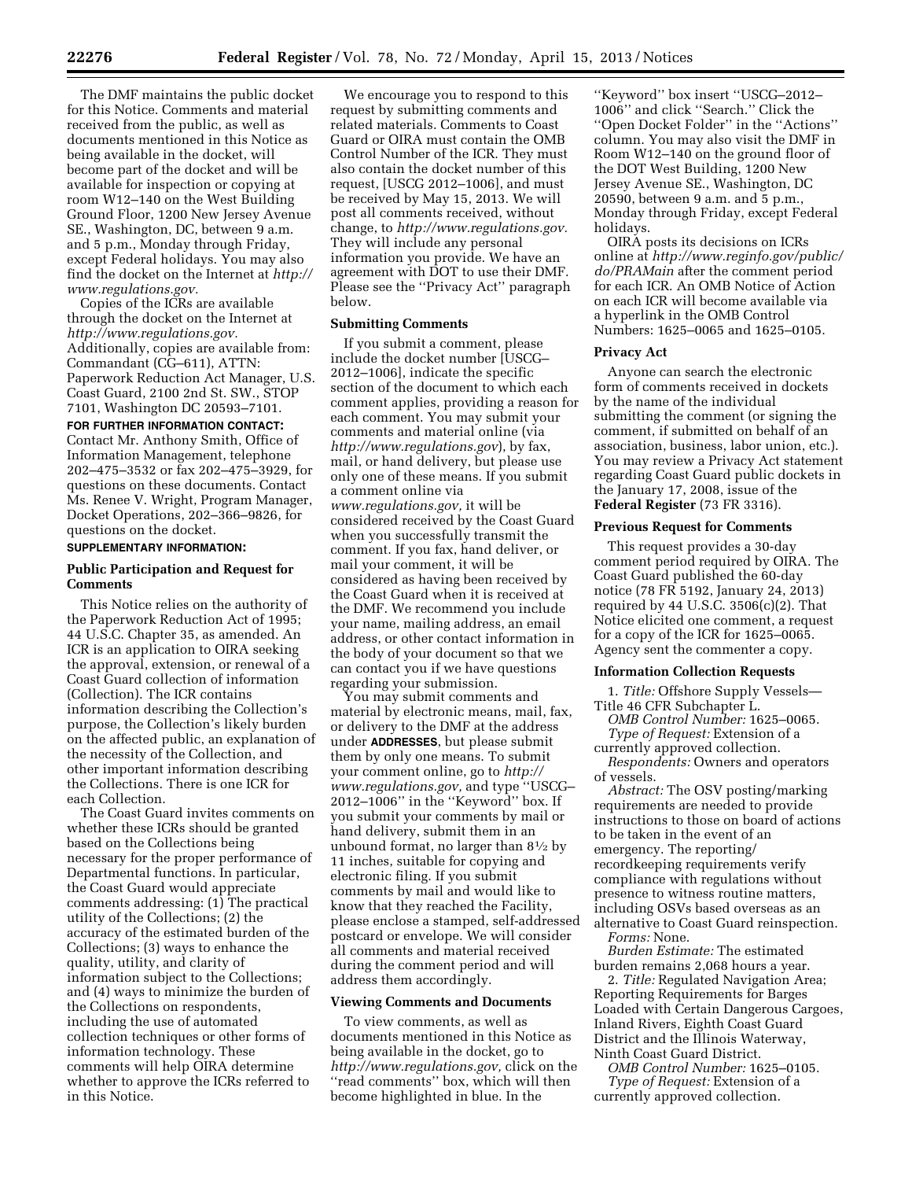The DMF maintains the public docket for this Notice. Comments and material received from the public, as well as documents mentioned in this Notice as being available in the docket, will become part of the docket and will be available for inspection or copying at room W12–140 on the West Building Ground Floor, 1200 New Jersey Avenue SE., Washington, DC, between 9 a.m. and 5 p.m., Monday through Friday, except Federal holidays. You may also find the docket on the Internet at *http://www.regulations.gov.*

Copies of the ICRs are available through the docket on the Internet at *http://www.regulations.gov.* Additionally, copies are available from: Commandant (CG–611), ATTN: Paperwork Reduction Act Manager, U.S. Coast Guard, 2100 2nd St. SW., STOP 7101, Washington DC 20593–7101.

**FOR FURTHER INFORMATION CONTACT:** Contact Mr. Anthony Smith, Office of Information Management, telephone 202–475–3532 or fax 202–475–3929, for questions on these documents. Contact Ms. Renee V. Wright, Program Manager, Docket Operations, 202–366–9826, for questions on the docket.

**SUPPLEMENTARY INFORMATION:**

## Public Participation and Request for Comments

This Notice relies on the authority of the Paperwork Reduction Act of 1995; 44 U.S.C. Chapter 35, as amended. An ICR is an application to OIRA seeking the approval, extension, or renewal of a Coast Guard collection of information (Collection). The ICR contains information describing the Collection's purpose, the Collection's likely burden on the affected public, an explanation of the necessity of the Collection, and other important information describing the Collections. There is one ICR for each Collection.

The Coast Guard invites comments on whether these ICRs should be granted based on the Collections being necessary for the proper performance of Departmental functions. In particular, the Coast Guard would appreciate comments addressing: (1) The practical utility of the Collections; (2) the accuracy of the estimated burden of the Collections; (3) ways to enhance the quality, utility, and clarity of information subject to the Collections; and (4) ways to minimize the burden of the Collections on respondents, including the use of automated collection techniques or other forms of information technology. These comments will help OIRA determine whether to approve the ICRs referred to in this Notice.

We encourage you to respond to this request by submitting comments and related materials. Comments to Coast Guard or OIRA must contain the OMB Control Number of the ICR. They must also contain the docket number of this request, [USCG 2012–1006], and must be received by May 15, 2013. We will post all comments received, without change, to *http://www.regulations.gov.* They will include any personal information you provide. We have an agreement with DOT to use their DMF. Please see the "Privacy Act" paragraph below.

### Submitting Comments

If you submit a comment, please include the docket number [USCG–2012–1006], indicate the specific section of the document to which each comment applies, providing a reason for each comment. You may submit your comments and material online (via *http://www.regulations.gov*), by fax, mail, or hand delivery, but please use only one of these means. If you submit a comment online via *www.regulations.gov,* it will be considered received by the Coast Guard when you successfully transmit the comment. If you fax, hand deliver, or mail your comment, it will be considered as having been received by the Coast Guard when it is received at the DMF. We recommend you include your name, mailing address, an email address, or other contact information in the body of your document so that we can contact you if we have questions regarding your submission.

You may submit comments and material by electronic means, mail, fax, or delivery to the DMF at the address under **ADDRESSES**, but please submit them by only one means. To submit your comment online, go to *http://www.regulations.gov,* and type "USCG–2012–1006" in the "Keyword" box. If you submit your comments by mail or hand delivery, submit them in an unbound format, no larger than 8½ by 11 inches, suitable for copying and electronic filing. If you submit comments by mail and would like to know that they reached the Facility, please enclose a stamped, self-addressed postcard or envelope. We will consider all comments and material received during the comment period and will address them accordingly.

### Viewing Comments and Documents

To view comments, as well as documents mentioned in this Notice as being available in the docket, go to *http://www.regulations.gov,* click on the "read comments" box, which will then become highlighted in blue. In the "Keyword" box insert "USCG–2012–1006" and click "Search." Click the "Open Docket Folder" in the "Actions" column. You may also visit the DMF in Room W12–140 on the ground floor of the DOT West Building, 1200 New Jersey Avenue SE., Washington, DC 20590, between 9 a.m. and 5 p.m., Monday through Friday, except Federal holidays.

OIRA posts its decisions on ICRs online at *http://www.reginfo.gov/public/do/PRAMain* after the comment period for each ICR. An OMB Notice of Action on each ICR will become available via a hyperlink in the OMB Control Numbers: 1625–0065 and 1625–0105.

### Privacy Act

Anyone can search the electronic form of comments received in dockets by the name of the individual submitting the comment (or signing the comment, if submitted on behalf of an association, business, labor union, etc.). You may review a Privacy Act statement regarding Coast Guard public dockets in the January 17, 2008, issue of the **Federal Register** (73 FR 3316).

### Previous Request for Comments

This request provides a 30-day comment period required by OIRA. The Coast Guard published the 60-day notice (78 FR 5192, January 24, 2013) required by 44 U.S.C. 3506(c)(2). That Notice elicited one comment, a request for a copy of the ICR for 1625–0065. Agency sent the commenter a copy.

### Information Collection Requests

1. *Title:* Offshore Supply Vessels—Title 46 CFR Subchapter L.

*OMB Control Number:* 1625–0065.

*Type of Request:* Extension of a currently approved collection.

*Respondents:* Owners and operators of vessels.

*Abstract:* The OSV posting/marking requirements are needed to provide instructions to those on board of actions to be taken in the event of an emergency. The reporting/recordkeeping requirements verify compliance with regulations without presence to witness routine matters, including OSVs based overseas as an alternative to Coast Guard reinspection.

*Forms:* None.

*Burden Estimate:* The estimated burden remains 2,068 hours a year.

2. *Title:* Regulated Navigation Area; Reporting Requirements for Barges Loaded with Certain Dangerous Cargoes, Inland Rivers, Eighth Coast Guard District and the Illinois Waterway, Ninth Coast Guard District.

*OMB Control Number:* 1625–0105.

*Type of Request:* Extension of a currently approved collection.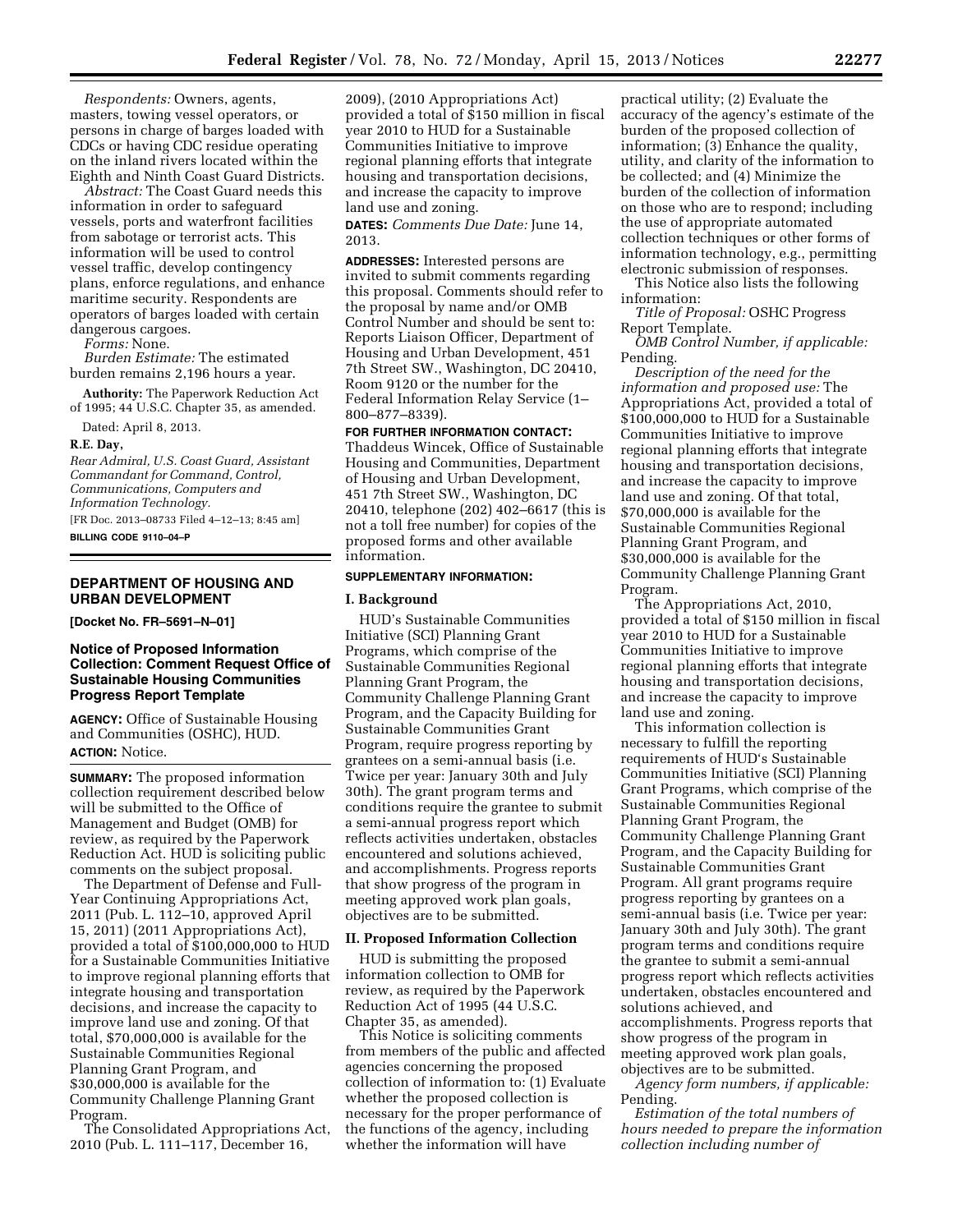*Respondents:* Owners, agents, masters, towing vessel operators, or persons in charge of barges loaded with CDCs or having CDC residue operating on the inland rivers located within the Eighth and Ninth Coast Guard Districts.

*Abstract:* The Coast Guard needs this information in order to safeguard vessels, ports and waterfront facilities from sabotage or terrorist acts. This information will be used to control vessel traffic, develop contingency plans, enforce regulations, and enhance maritime security. Respondents are operators of barges loaded with certain dangerous cargoes.

*Forms:* None.

*Burden Estimate:* The estimated burden remains 2,196 hours a year.

**Authority:** The Paperwork Reduction Act of 1995; 44 U.S.C. Chapter 35, as amended.

Dated: April 8, 2013.

**R.E. Day,**

*Rear Admiral, U.S. Coast Guard, Assistant Commandant for Command, Control, Communications, Computers and Information Technology.*

[FR Doc. 2013–08733 Filed 4–12–13; 8:45 am]

**BILLING CODE 9110–04–P**

## DEPARTMENT OF HOUSING AND URBAN DEVELOPMENT

**[Docket No. FR–5691–N–01]**

### Notice of Proposed Information Collection: Comment Request Office of Sustainable Housing Communities Progress Report Template

**AGENCY:** Office of Sustainable Housing and Communities (OSHC), HUD.

**ACTION:** Notice.

**SUMMARY:** The proposed information collection requirement described below will be submitted to the Office of Management and Budget (OMB) for review, as required by the Paperwork Reduction Act. HUD is soliciting public comments on the subject proposal.

The Department of Defense and Full-Year Continuing Appropriations Act, 2011 (Pub. L. 112–10, approved April 15, 2011) (2011 Appropriations Act), provided a total of $100,000,000 to HUD for a Sustainable Communities Initiative to improve regional planning efforts that integrate housing and transportation decisions, and increase the capacity to improve land use and zoning. Of that total, $70,000,000 is available for the Sustainable Communities Regional Planning Grant Program, and $30,000,000 is available for the Community Challenge Planning Grant Program.

The Consolidated Appropriations Act, 2010 (Pub. L. 111–117, December 16, 2009), (2010 Appropriations Act) provided a total of $150 million in fiscal year 2010 to HUD for a Sustainable Communities Initiative to improve regional planning efforts that integrate housing and transportation decisions, and increase the capacity to improve land use and zoning.

**DATES:** *Comments Due Date:* June 14, 2013.

**ADDRESSES:** Interested persons are invited to submit comments regarding this proposal. Comments should refer to the proposal by name and/or OMB Control Number and should be sent to: Reports Liaison Officer, Department of Housing and Urban Development, 451 7th Street SW., Washington, DC 20410, Room 9120 or the number for the Federal Information Relay Service (1–800–877–8339).

**FOR FURTHER INFORMATION CONTACT:** Thaddeus Wincek, Office of Sustainable Housing and Communities, Department of Housing and Urban Development, 451 7th Street SW., Washington, DC 20410, telephone (202) 402–6617 (this is not a toll free number) for copies of the proposed forms and other available information.

**SUPPLEMENTARY INFORMATION:**

**I. Background**

HUD's Sustainable Communities Initiative (SCI) Planning Grant Programs, which comprise of the Sustainable Communities Regional Planning Grant Program, the Community Challenge Planning Grant Program, and the Capacity Building for Sustainable Communities Grant Program, require progress reporting by grantees on a semi-annual basis (i.e. Twice per year: January 30th and July 30th). The grant program terms and conditions require the grantee to submit a semi-annual progress report which reflects activities undertaken, obstacles encountered and solutions achieved, and accomplishments. Progress reports that show progress of the program in meeting approved work plan goals, objectives are to be submitted.

**II. Proposed Information Collection**

HUD is submitting the proposed information collection to OMB for review, as required by the Paperwork Reduction Act of 1995 (44 U.S.C. Chapter 35, as amended).

This Notice is soliciting comments from members of the public and affected agencies concerning the proposed collection of information to: (1) Evaluate whether the proposed collection is necessary for the proper performance of the functions of the agency, including whether the information will have practical utility; (2) Evaluate the accuracy of the agency's estimate of the burden of the proposed collection of information; (3) Enhance the quality, utility, and clarity of the information to be collected; and (4) Minimize the burden of the collection of information on those who are to respond; including the use of appropriate automated collection techniques or other forms of information technology, e.g., permitting electronic submission of responses.

This Notice also lists the following information:

*Title of Proposal:* OSHC Progress Report Template.

*OMB Control Number, if applicable:* Pending.

*Description of the need for the information and proposed use:* The Appropriations Act, provided a total of $100,000,000 to HUD for a Sustainable Communities Initiative to improve regional planning efforts that integrate housing and transportation decisions, and increase the capacity to improve land use and zoning. Of that total, $70,000,000 is available for the Sustainable Communities Regional Planning Grant Program, and $30,000,000 is available for the Community Challenge Planning Grant Program.

The Appropriations Act, 2010, provided a total of $150 million in fiscal year 2010 to HUD for a Sustainable Communities Initiative to improve regional planning efforts that integrate housing and transportation decisions, and increase the capacity to improve land use and zoning.

This information collection is necessary to fulfill the reporting requirements of HUD's Sustainable Communities Initiative (SCI) Planning Grant Programs, which comprise of the Sustainable Communities Regional Planning Grant Program, the Community Challenge Planning Grant Program, and the Capacity Building for Sustainable Communities Grant Program. All grant programs require progress reporting by grantees on a semi-annual basis (i.e. Twice per year: January 30th and July 30th). The grant program terms and conditions require the grantee to submit a semi-annual progress report which reflects activities undertaken, obstacles encountered and solutions achieved, and accomplishments. Progress reports that show progress of the program in meeting approved work plan goals, objectives are to be submitted.

*Agency form numbers, if applicable:* Pending.

*Estimation of the total numbers of hours needed to prepare the information collection including number of*